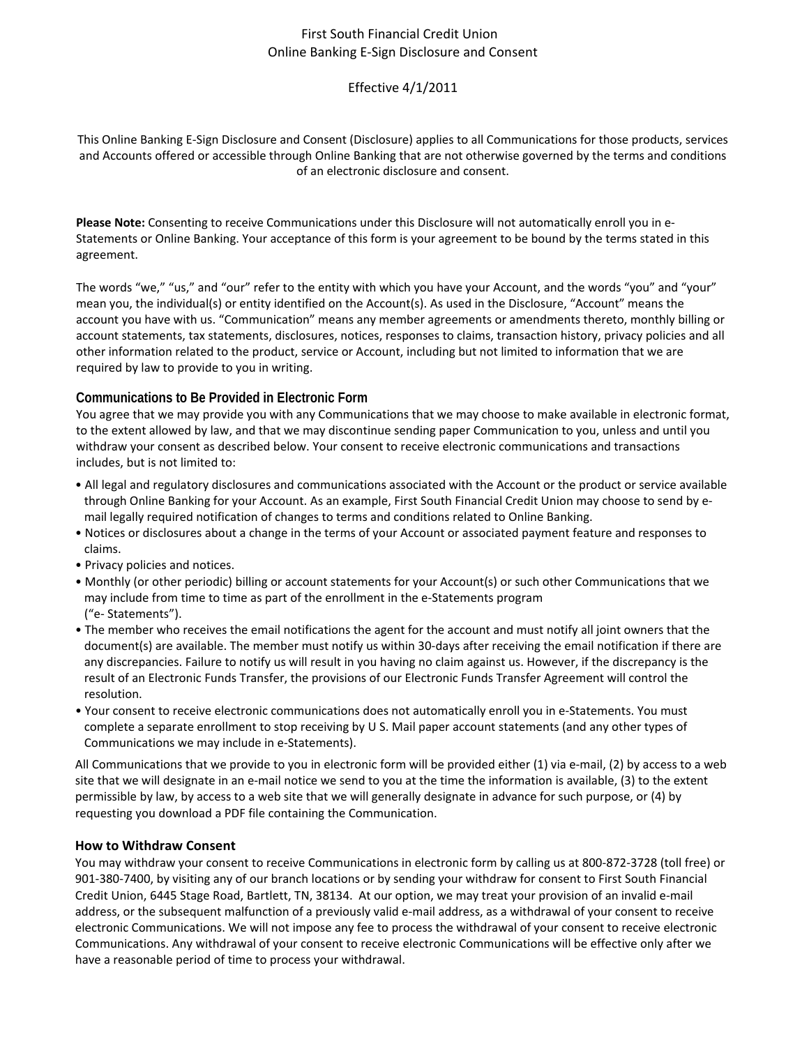# First South Financial Credit Union
# Online Banking E-Sign Disclosure and Consent

Effective 4/1/2011

This Online Banking E-Sign Disclosure and Consent (Disclosure) applies to all Communications for those products, services and Accounts offered or accessible through Online Banking that are not otherwise governed by the terms and conditions of an electronic disclosure and consent.

**Please Note:** Consenting to receive Communications under this Disclosure will not automatically enroll you in e-Statements or Online Banking. Your acceptance of this form is your agreement to be bound by the terms stated in this agreement.

The words "we," "us," and "our" refer to the entity with which you have your Account, and the words "you" and "your" mean you, the individual(s) or entity identified on the Account(s). As used in the Disclosure, "Account" means the account you have with us. "Communication" means any member agreements or amendments thereto, monthly billing or account statements, tax statements, disclosures, notices, responses to claims, transaction history, privacy policies and all other information related to the product, service or Account, including but not limited to information that we are required by law to provide to you in writing.

## Communications to Be Provided in Electronic Form

You agree that we may provide you with any Communications that we may choose to make available in electronic format, to the extent allowed by law, and that we may discontinue sending paper Communication to you, unless and until you withdraw your consent as described below. Your consent to receive electronic communications and transactions includes, but is not limited to:

- All legal and regulatory disclosures and communications associated with the Account or the product or service available through Online Banking for your Account. As an example, First South Financial Credit Union may choose to send by e-mail legally required notification of changes to terms and conditions related to Online Banking.
- Notices or disclosures about a change in the terms of your Account or associated payment feature and responses to claims.
- Privacy policies and notices.
- Monthly (or other periodic) billing or account statements for your Account(s) or such other Communications that we may include from time to time as part of the enrollment in the e-Statements program ("e- Statements").
- The member who receives the email notifications the agent for the account and must notify all joint owners that the document(s) are available. The member must notify us within 30-days after receiving the email notification if there are any discrepancies. Failure to notify us will result in you having no claim against us. However, if the discrepancy is the result of an Electronic Funds Transfer, the provisions of our Electronic Funds Transfer Agreement will control the resolution.
- Your consent to receive electronic communications does not automatically enroll you in e-Statements. You must complete a separate enrollment to stop receiving by U S. Mail paper account statements (and any other types of Communications we may include in e-Statements).

All Communications that we provide to you in electronic form will be provided either (1) via e-mail, (2) by access to a web site that we will designate in an e-mail notice we send to you at the time the information is available, (3) to the extent permissible by law, by access to a web site that we will generally designate in advance for such purpose, or (4) by requesting you download a PDF file containing the Communication.

## How to Withdraw Consent

You may withdraw your consent to receive Communications in electronic form by calling us at 800-872-3728 (toll free) or 901-380-7400, by visiting any of our branch locations or by sending your withdraw for consent to First South Financial Credit Union, 6445 Stage Road, Bartlett, TN, 38134. At our option, we may treat your provision of an invalid e-mail address, or the subsequent malfunction of a previously valid e-mail address, as a withdrawal of your consent to receive electronic Communications. We will not impose any fee to process the withdrawal of your consent to receive electronic Communications. Any withdrawal of your consent to receive electronic Communications will be effective only after we have a reasonable period of time to process your withdrawal.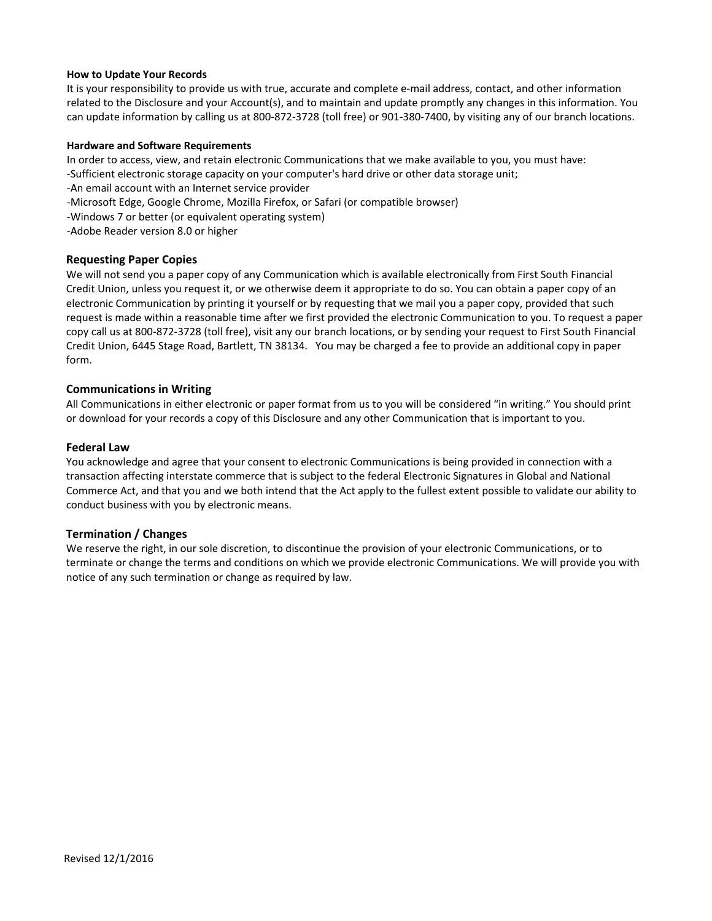**How to Update Your Records**

It is your responsibility to provide us with true, accurate and complete e-mail address, contact, and other information related to the Disclosure and your Account(s), and to maintain and update promptly any changes in this information. You can update information by calling us at 800-872-3728 (toll free) or 901-380-7400, by visiting any of our branch locations.

**Hardware and Software Requirements**

In order to access, view, and retain electronic Communications that we make available to you, you must have:

-Sufficient electronic storage capacity on your computer's hard drive or other data storage unit;
-An email account with an Internet service provider
-Microsoft Edge, Google Chrome, Mozilla Firefox, or Safari (or compatible browser)
-Windows 7 or better (or equivalent operating system)
-Adobe Reader version 8.0 or higher

## Requesting Paper Copies

We will not send you a paper copy of any Communication which is available electronically from First South Financial Credit Union, unless you request it, or we otherwise deem it appropriate to do so. You can obtain a paper copy of an electronic Communication by printing it yourself or by requesting that we mail you a paper copy, provided that such request is made within a reasonable time after we first provided the electronic Communication to you. To request a paper copy call us at 800-872-3728 (toll free), visit any our branch locations, or by sending your request to First South Financial Credit Union, 6445 Stage Road, Bartlett, TN 38134. You may be charged a fee to provide an additional copy in paper form.

## Communications in Writing

All Communications in either electronic or paper format from us to you will be considered "in writing." You should print or download for your records a copy of this Disclosure and any other Communication that is important to you.

## Federal Law

You acknowledge and agree that your consent to electronic Communications is being provided in connection with a transaction affecting interstate commerce that is subject to the federal Electronic Signatures in Global and National Commerce Act, and that you and we both intend that the Act apply to the fullest extent possible to validate our ability to conduct business with you by electronic means.

## Termination / Changes

We reserve the right, in our sole discretion, to discontinue the provision of your electronic Communications, or to terminate or change the terms and conditions on which we provide electronic Communications. We will provide you with notice of any such termination or change as required by law.

Revised 12/1/2016